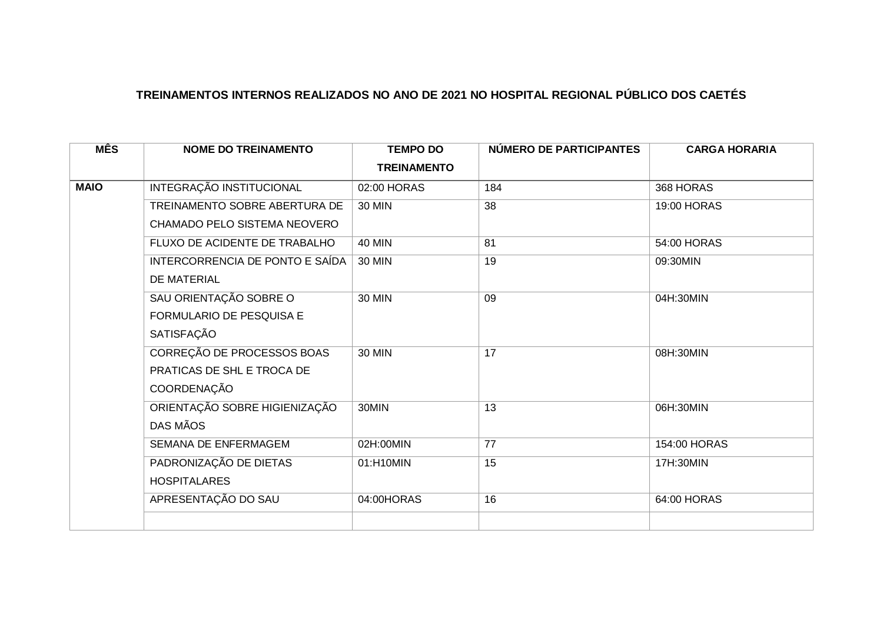**TREINAMENTOS INTERNOS REALIZADOS NO ANO DE 2021 NO HOSPITAL REGIONAL PÚBLICO DOS CAETÉS**

| MÊS | NOME DO TREINAMENTO | TEMPO DO TREINAMENTO | NÚMERO DE PARTICIPANTES | CARGA HORARIA |
|---|---|---|---|---|
| **MAIO** | INTEGRAÇÃO INSTITUCIONAL | 02:00 HORAS | 184 | 368 HORAS |
| | TREINAMENTO SOBRE ABERTURA DE CHAMADO PELO SISTEMA NEOVERO | 30 MIN | 38 | 19:00 HORAS |
| | FLUXO DE ACIDENTE DE TRABALHO | 40 MIN | 81 | 54:00 HORAS |
| | INTERCORRENCIA DE PONTO E SAÍDA DE MATERIAL | 30 MIN | 19 | 09:30MIN |
| | SAU ORIENTAÇÃO SOBRE O FORMULARIO DE PESQUISA E SATISFAÇÃO | 30 MIN | 09 | 04H:30MIN |
| | CORREÇÃO DE PROCESSOS BOAS PRATICAS DE SHL E TROCA DE COORDENAÇÃO | 30 MIN | 17 | 08H:30MIN |
| | ORIENTAÇÃO SOBRE HIGIENIZAÇÃO DAS MÃOS | 30MIN | 13 | 06H:30MIN |
| | SEMANA DE ENFERMAGEM | 02H:00MIN | 77 | 154:00 HORAS |
| | PADRONIZAÇÃO DE DIETAS HOSPITALARES | 01:H10MIN | 15 | 17H:30MIN |
| | APRESENTAÇÃO DO SAU | 04:00HORAS | 16 | 64:00 HORAS |
| | | | | |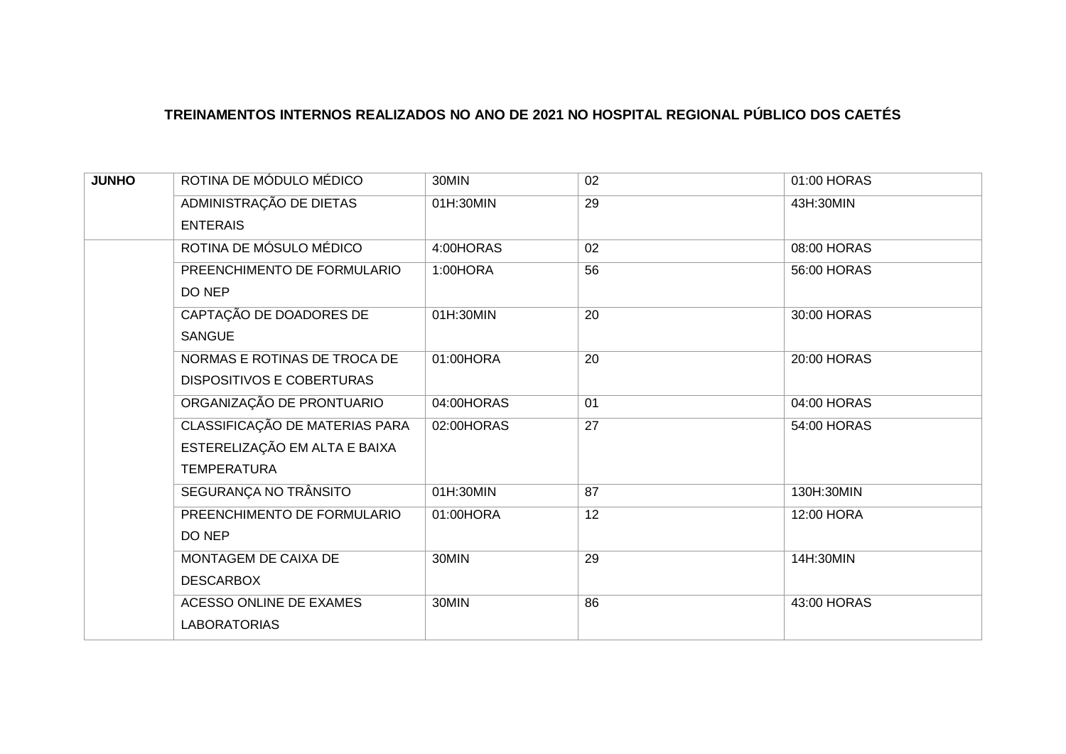**TREINAMENTOS INTERNOS REALIZADOS NO ANO DE 2021 NO HOSPITAL REGIONAL PÚBLICO DOS CAETÉS**

| | | | | |
|---|---|---|---|---|
| **JUNHO** | ROTINA DE MÓDULO MÉDICO | 30MIN | 02 | 01:00 HORAS |
| | ADMINISTRAÇÃO DE DIETAS ENTERAIS | 01H:30MIN | 29 | 43H:30MIN |
| | ROTINA DE MÓSULO MÉDICO | 4:00HORAS | 02 | 08:00 HORAS |
| | PREENCHIMENTO DE FORMULARIO DO NEP | 1:00HORA | 56 | 56:00 HORAS |
| | CAPTAÇÃO DE DOADORES DE SANGUE | 01H:30MIN | 20 | 30:00 HORAS |
| | NORMAS E ROTINAS DE TROCA DE DISPOSITIVOS E COBERTURAS | 01:00HORA | 20 | 20:00 HORAS |
| | ORGANIZAÇÃO DE PRONTUARIO | 04:00HORAS | 01 | 04:00 HORAS |
| | CLASSIFICAÇÃO DE MATERIAS PARA ESTERELIZAÇÃO EM ALTA E BAIXA TEMPERATURA | 02:00HORAS | 27 | 54:00 HORAS |
| | SEGURANÇA NO TRÂNSITO | 01H:30MIN | 87 | 130H:30MIN |
| | PREENCHIMENTO DE FORMULARIO DO NEP | 01:00HORA | 12 | 12:00 HORA |
| | MONTAGEM DE CAIXA DE DESCARBOX | 30MIN | 29 | 14H:30MIN |
| | ACESSO ONLINE DE EXAMES LABORATORIAS | 30MIN | 86 | 43:00 HORAS |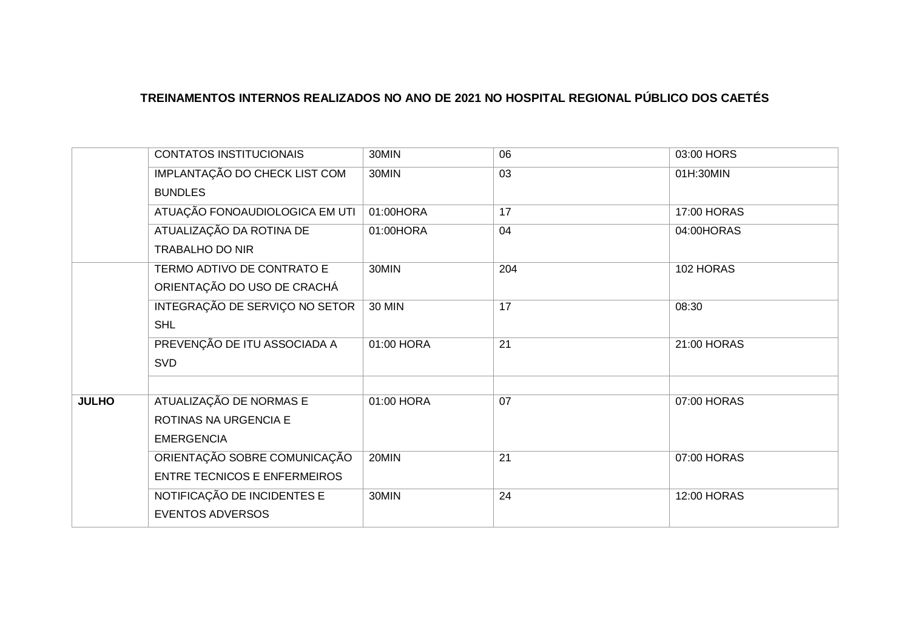**TREINAMENTOS INTERNOS REALIZADOS NO ANO DE 2021 NO HOSPITAL REGIONAL PÚBLICO DOS CAETÉS**

| | | | | |
|---|---|---|---|---|
| | CONTATOS INSTITUCIONAIS | 30MIN | 06 | 03:00 HORS |
| | IMPLANTAÇÃO DO CHECK LIST COM BUNDLES | 30MIN | 03 | 01H:30MIN |
| | ATUAÇÃO FONOAUDIOLOGICA EM UTI | 01:00HORA | 17 | 17:00 HORAS |
| | ATUALIZAÇÃO DA ROTINA DE TRABALHO DO NIR | 01:00HORA | 04 | 04:00HORAS |
| | TERMO ADTIVO DE CONTRATO E ORIENTAÇÃO DO USO DE CRACHÁ | 30MIN | 204 | 102 HORAS |
| | INTEGRAÇÃO DE SERVIÇO NO SETOR SHL | 30 MIN | 17 | 08:30 |
| | PREVENÇÃO DE ITU ASSOCIADA A SVD | 01:00 HORA | 21 | 21:00 HORAS |
| | | | | |
| **JULHO** | ATUALIZAÇÃO DE NORMAS E ROTINAS NA URGENCIA E EMERGENCIA | 01:00 HORA | 07 | 07:00 HORAS |
| | ORIENTAÇÃO SOBRE COMUNICAÇÃO ENTRE TECNICOS E ENFERMEIROS | 20MIN | 21 | 07:00 HORAS |
| | NOTIFICAÇÃO DE INCIDENTES E EVENTOS ADVERSOS | 30MIN | 24 | 12:00 HORAS |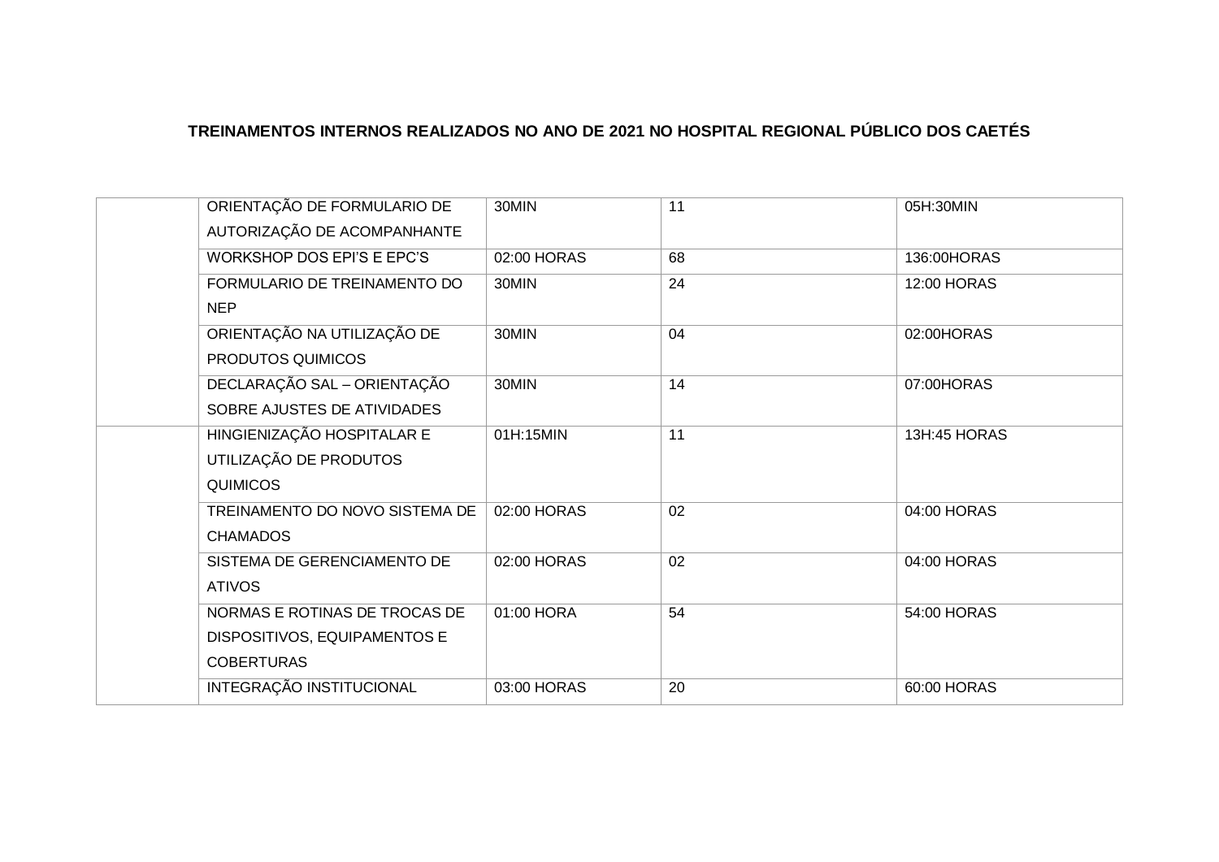**TREINAMENTOS INTERNOS REALIZADOS NO ANO DE 2021 NO HOSPITAL REGIONAL PÚBLICO DOS CAETÉS**

| | | | | |
|---|---|---|---|---|
| | ORIENTAÇÃO DE FORMULARIO DE AUTORIZAÇÃO DE ACOMPANHANTE | 30MIN | 11 | 05H:30MIN |
| | WORKSHOP DOS EPI'S E EPC'S | 02:00 HORAS | 68 | 136:00HORAS |
| | FORMULARIO DE TREINAMENTO DO NEP | 30MIN | 24 | 12:00 HORAS |
| | ORIENTAÇÃO NA UTILIZAÇÃO DE PRODUTOS QUIMICOS | 30MIN | 04 | 02:00HORAS |
| | DECLARAÇÃO SAL – ORIENTAÇÃO SOBRE AJUSTES DE ATIVIDADES | 30MIN | 14 | 07:00HORAS |
| | HINGIENIZAÇÃO HOSPITALAR E UTILIZAÇÃO DE PRODUTOS QUIMICOS | 01H:15MIN | 11 | 13H:45 HORAS |
| | TREINAMENTO DO NOVO SISTEMA DE CHAMADOS | 02:00 HORAS | 02 | 04:00 HORAS |
| | SISTEMA DE GERENCIAMENTO DE ATIVOS | 02:00 HORAS | 02 | 04:00 HORAS |
| | NORMAS E ROTINAS DE TROCAS DE DISPOSITIVOS, EQUIPAMENTOS E COBERTURAS | 01:00 HORA | 54 | 54:00 HORAS |
| | INTEGRAÇÃO INSTITUCIONAL | 03:00 HORAS | 20 | 60:00 HORAS |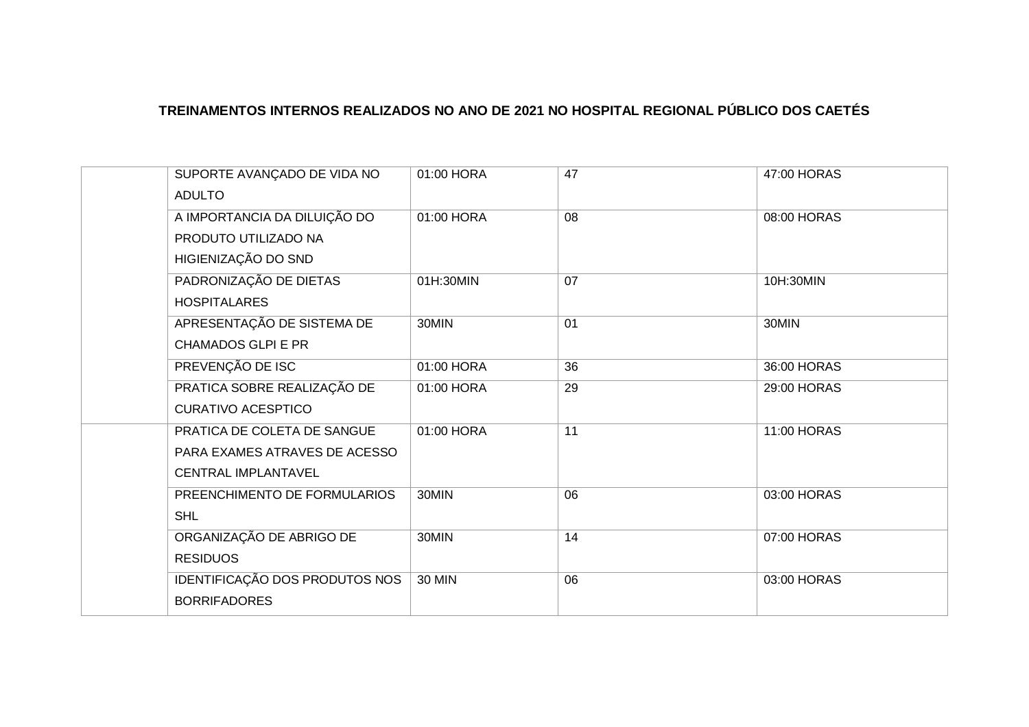**TREINAMENTOS INTERNOS REALIZADOS NO ANO DE 2021 NO HOSPITAL REGIONAL PÚBLICO DOS CAETÉS**

| | | | | |
|---|---|---|---|---|
| | SUPORTE AVANÇADO DE VIDA NO ADULTO | 01:00 HORA | 47 | 47:00 HORAS |
| | A IMPORTANCIA DA DILUIÇÃO DO PRODUTO UTILIZADO NA HIGIENIZAÇÃO DO SND | 01:00 HORA | 08 | 08:00 HORAS |
| | PADRONIZAÇÃO DE DIETAS HOSPITALARES | 01H:30MIN | 07 | 10H:30MIN |
| | APRESENTAÇÃO DE SISTEMA DE CHAMADOS GLPI E PR | 30MIN | 01 | 30MIN |
| | PREVENÇÃO DE ISC | 01:00 HORA | 36 | 36:00 HORAS |
| | PRATICA SOBRE REALIZAÇÃO DE CURATIVO ACESPTICO | 01:00 HORA | 29 | 29:00 HORAS |
| | PRATICA DE COLETA DE SANGUE PARA EXAMES ATRAVES DE ACESSO CENTRAL IMPLANTAVEL | 01:00 HORA | 11 | 11:00 HORAS |
| | PREENCHIMENTO DE FORMULARIOS SHL | 30MIN | 06 | 03:00 HORAS |
| | ORGANIZAÇÃO DE ABRIGO DE RESIDUOS | 30MIN | 14 | 07:00 HORAS |
| | IDENTIFICAÇÃO DOS PRODUTOS NOS BORRIFADORES | 30 MIN | 06 | 03:00 HORAS |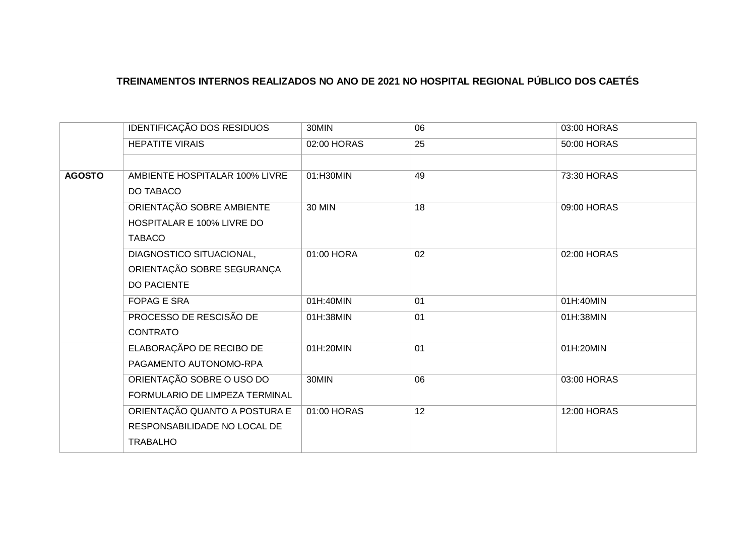**TREINAMENTOS INTERNOS REALIZADOS NO ANO DE 2021 NO HOSPITAL REGIONAL PÚBLICO DOS CAETÉS**

| | | | | |
|---|---|---|---|---|
| | IDENTIFICAÇÃO DOS RESIDUOS | 30MIN | 06 | 03:00 HORAS |
| | HEPATITE VIRAIS | 02:00 HORAS | 25 | 50:00 HORAS |
| | | | | |
| **AGOSTO** | AMBIENTE HOSPITALAR 100% LIVRE DO TABACO | 01:H30MIN | 49 | 73:30 HORAS |
| | ORIENTAÇÃO SOBRE AMBIENTE HOSPITALAR E 100% LIVRE DO TABACO | 30 MIN | 18 | 09:00 HORAS |
| | DIAGNOSTICO SITUACIONAL, ORIENTAÇÃO SOBRE SEGURANÇA DO PACIENTE | 01:00 HORA | 02 | 02:00 HORAS |
| | FOPAG E SRA | 01H:40MIN | 01 | 01H:40MIN |
| | PROCESSO DE RESCISÃO DE CONTRATO | 01H:38MIN | 01 | 01H:38MIN |
| | ELABORAÇÃPO DE RECIBO DE PAGAMENTO AUTONOMO-RPA | 01H:20MIN | 01 | 01H:20MIN |
| | ORIENTAÇÃO SOBRE O USO DO FORMULARIO DE LIMPEZA TERMINAL | 30MIN | 06 | 03:00 HORAS |
| | ORIENTAÇÃO QUANTO A POSTURA E RESPONSABILIDADE NO LOCAL DE TRABALHO | 01:00 HORAS | 12 | 12:00 HORAS |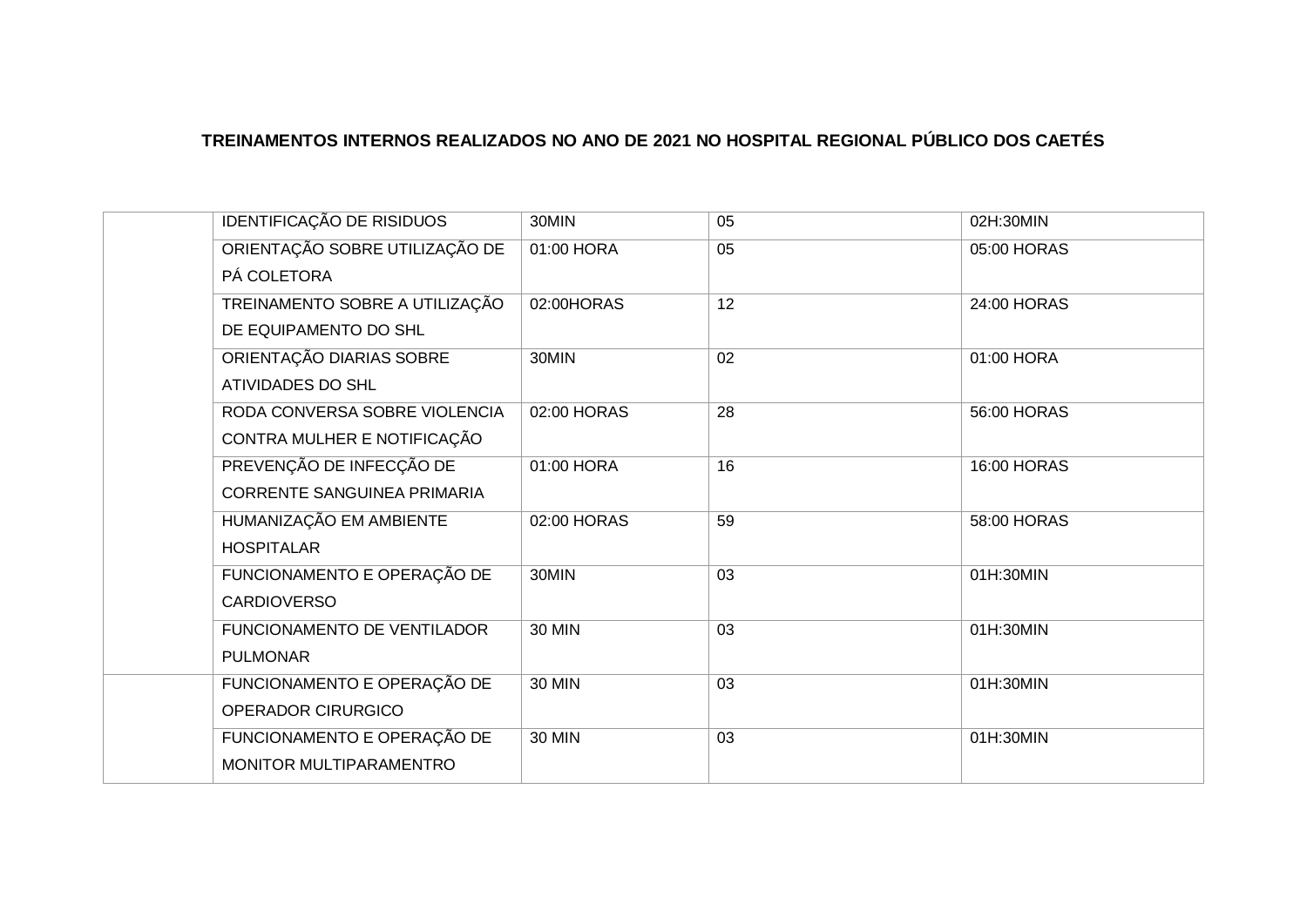**TREINAMENTOS INTERNOS REALIZADOS NO ANO DE 2021 NO HOSPITAL REGIONAL PÚBLICO DOS CAETÉS**

| | | | | |
|---|---|---|---|---|
| | IDENTIFICAÇÃO DE RISIDUOS | 30MIN | 05 | 02H:30MIN |
| | ORIENTAÇÃO SOBRE UTILIZAÇÃO DE PÁ COLETORA | 01:00 HORA | 05 | 05:00 HORAS |
| | TREINAMENTO SOBRE A UTILIZAÇÃO DE EQUIPAMENTO DO SHL | 02:00HORAS | 12 | 24:00 HORAS |
| | ORIENTAÇÃO DIARIAS SOBRE ATIVIDADES DO SHL | 30MIN | 02 | 01:00 HORA |
| | RODA CONVERSA SOBRE VIOLENCIA CONTRA MULHER E NOTIFICAÇÃO | 02:00 HORAS | 28 | 56:00 HORAS |
| | PREVENÇÃO DE INFECÇÃO DE CORRENTE SANGUINEA PRIMARIA | 01:00 HORA | 16 | 16:00 HORAS |
| | HUMANIZAÇÃO EM AMBIENTE HOSPITALAR | 02:00 HORAS | 59 | 58:00 HORAS |
| | FUNCIONAMENTO E OPERAÇÃO DE CARDIOVERSO | 30MIN | 03 | 01H:30MIN |
| | FUNCIONAMENTO DE VENTILADOR PULMONAR | 30 MIN | 03 | 01H:30MIN |
| | FUNCIONAMENTO E OPERAÇÃO DE OPERADOR CIRURGICO | 30 MIN | 03 | 01H:30MIN |
| | FUNCIONAMENTO E OPERAÇÃO DE MONITOR MULTIPARAMENTRO | 30 MIN | 03 | 01H:30MIN |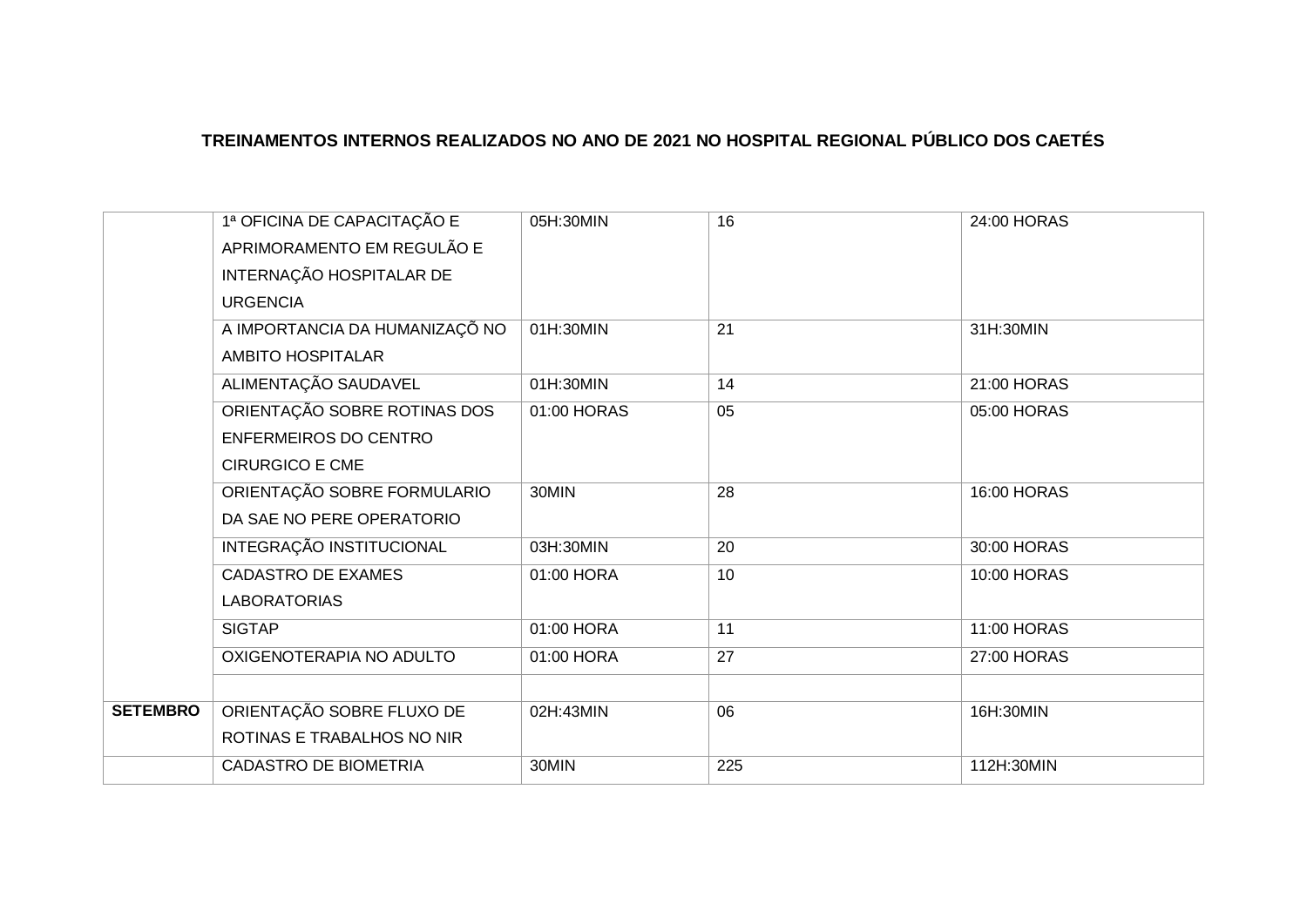**TREINAMENTOS INTERNOS REALIZADOS NO ANO DE 2021 NO HOSPITAL REGIONAL PÚBLICO DOS CAETÉS**

| | | | | |
|---|---|---|---|---|
| | 1ª OFICINA DE CAPACITAÇÃO E APRIMORAMENTO EM REGULÃO E INTERNAÇÃO HOSPITALAR DE URGENCIA | 05H:30MIN | 16 | 24:00 HORAS |
| | A IMPORTANCIA DA HUMANIZAÇÕ NO AMBITO HOSPITALAR | 01H:30MIN | 21 | 31H:30MIN |
| | ALIMENTAÇÃO SAUDAVEL | 01H:30MIN | 14 | 21:00 HORAS |
| | ORIENTAÇÃO SOBRE ROTINAS DOS ENFERMEIROS DO CENTRO CIRURGICO E CME | 01:00 HORAS | 05 | 05:00 HORAS |
| | ORIENTAÇÃO SOBRE FORMULARIO DA SAE NO PERE OPERATORIO | 30MIN | 28 | 16:00 HORAS |
| | INTEGRAÇÃO INSTITUCIONAL | 03H:30MIN | 20 | 30:00 HORAS |
| | CADASTRO DE EXAMES LABORATORIAS | 01:00 HORA | 10 | 10:00 HORAS |
| | SIGTAP | 01:00 HORA | 11 | 11:00 HORAS |
| | OXIGENOTERAPIA NO ADULTO | 01:00 HORA | 27 | 27:00 HORAS |
| | | | | |
| **SETEMBRO** | ORIENTAÇÃO SOBRE FLUXO DE ROTINAS E TRABALHOS NO NIR | 02H:43MIN | 06 | 16H:30MIN |
| | CADASTRO DE BIOMETRIA | 30MIN | 225 | 112H:30MIN |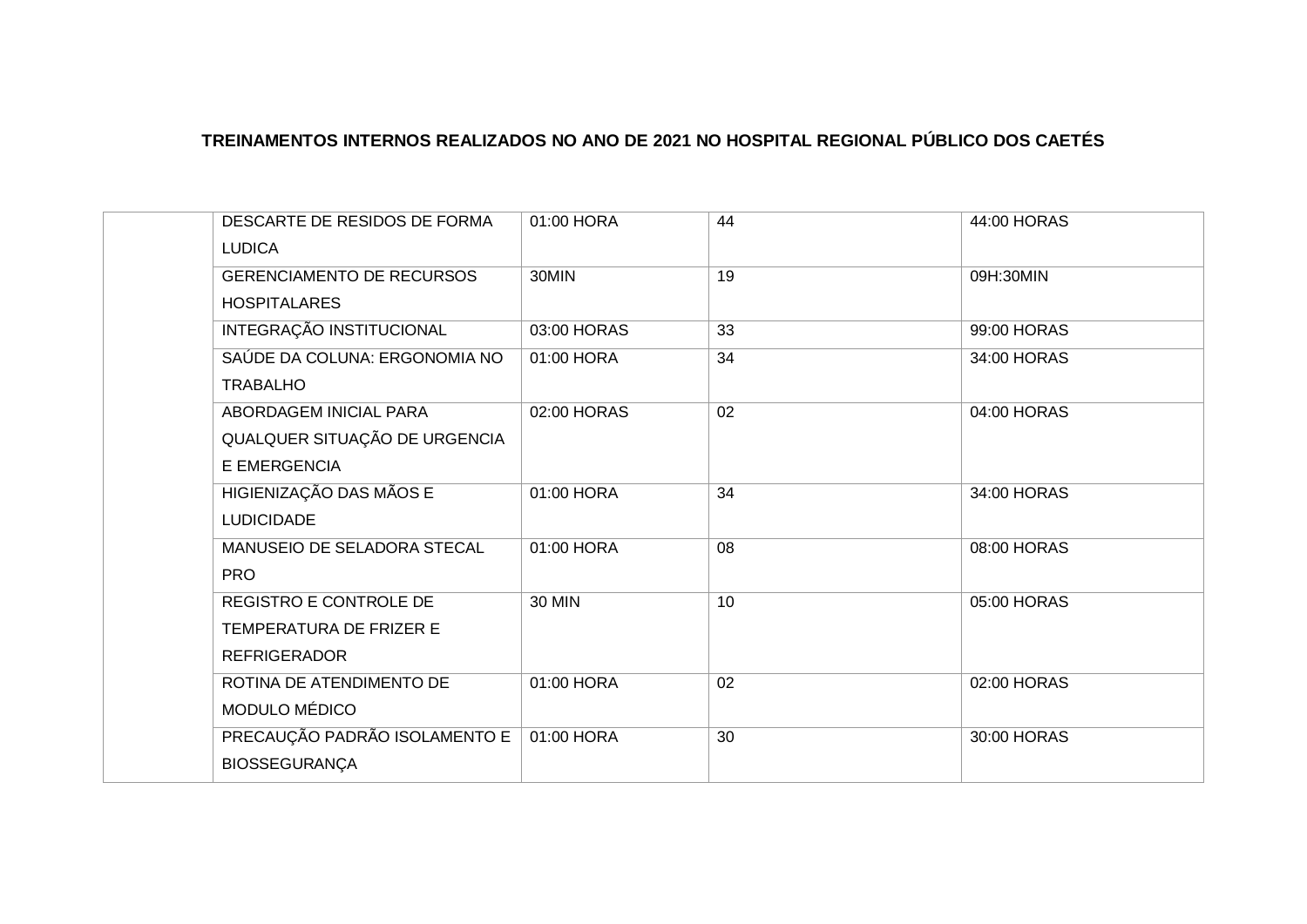**TREINAMENTOS INTERNOS REALIZADOS NO ANO DE 2021 NO HOSPITAL REGIONAL PÚBLICO DOS CAETÉS**

| | | | | |
|---|---|---|---|---|
| | DESCARTE DE RESIDOS DE FORMA LUDICA | 01:00 HORA | 44 | 44:00 HORAS |
| | GERENCIAMENTO DE RECURSOS HOSPITALARES | 30MIN | 19 | 09H:30MIN |
| | INTEGRAÇÃO INSTITUCIONAL | 03:00 HORAS | 33 | 99:00 HORAS |
| | SAÚDE DA COLUNA: ERGONOMIA NO TRABALHO | 01:00 HORA | 34 | 34:00 HORAS |
| | ABORDAGEM INICIAL PARA QUALQUER SITUAÇÃO DE URGENCIA E EMERGENCIA | 02:00 HORAS | 02 | 04:00 HORAS |
| | HIGIENIZAÇÃO DAS MÃOS E LUDICIDADE | 01:00 HORA | 34 | 34:00 HORAS |
| | MANUSEIO DE SELADORA STECAL PRO | 01:00 HORA | 08 | 08:00 HORAS |
| | REGISTRO E CONTROLE DE TEMPERATURA DE FRIZER E REFRIGERADOR | 30 MIN | 10 | 05:00 HORAS |
| | ROTINA DE ATENDIMENTO DE MODULO MÉDICO | 01:00 HORA | 02 | 02:00 HORAS |
| | PRECAUÇÃO PADRÃO ISOLAMENTO E BIOSSEGURANÇA | 01:00 HORA | 30 | 30:00 HORAS |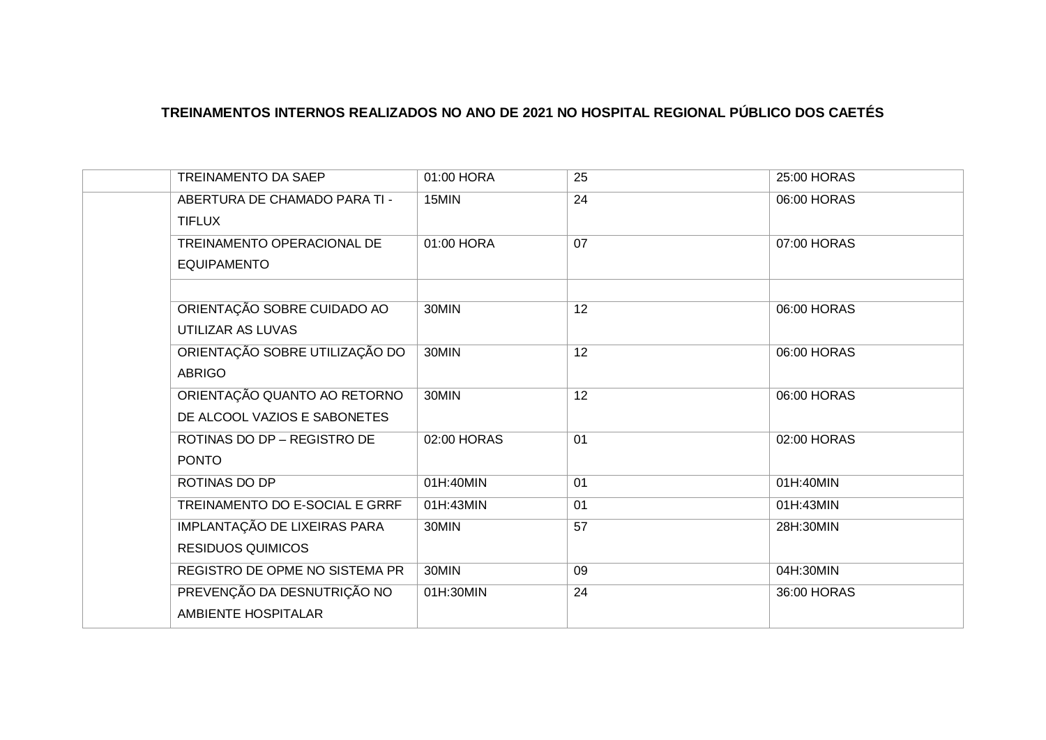**TREINAMENTOS INTERNOS REALIZADOS NO ANO DE 2021 NO HOSPITAL REGIONAL PÚBLICO DOS CAETÉS**

| | | | | |
|---|---|---|---|---|
| | TREINAMENTO DA SAEP | 01:00 HORA | 25 | 25:00 HORAS |
| | ABERTURA DE CHAMADO PARA TI - TIFLUX | 15MIN | 24 | 06:00 HORAS |
| | TREINAMENTO OPERACIONAL DE EQUIPAMENTO | 01:00 HORA | 07 | 07:00 HORAS |
| | | | | |
| | ORIENTAÇÃO SOBRE CUIDADO AO UTILIZAR AS LUVAS | 30MIN | 12 | 06:00 HORAS |
| | ORIENTAÇÃO SOBRE UTILIZAÇÃO DO ABRIGO | 30MIN | 12 | 06:00 HORAS |
| | ORIENTAÇÃO QUANTO AO RETORNO DE ALCOOL VAZIOS E SABONETES | 30MIN | 12 | 06:00 HORAS |
| | ROTINAS DO DP – REGISTRO DE PONTO | 02:00 HORAS | 01 | 02:00 HORAS |
| | ROTINAS DO DP | 01H:40MIN | 01 | 01H:40MIN |
| | TREINAMENTO DO E-SOCIAL E GRRF | 01H:43MIN | 01 | 01H:43MIN |
| | IMPLANTAÇÃO DE LIXEIRAS PARA RESIDUOS QUIMICOS | 30MIN | 57 | 28H:30MIN |
| | REGISTRO DE OPME NO SISTEMA PR | 30MIN | 09 | 04H:30MIN |
| | PREVENÇÃO DA DESNUTRIÇÃO NO AMBIENTE HOSPITALAR | 01H:30MIN | 24 | 36:00 HORAS |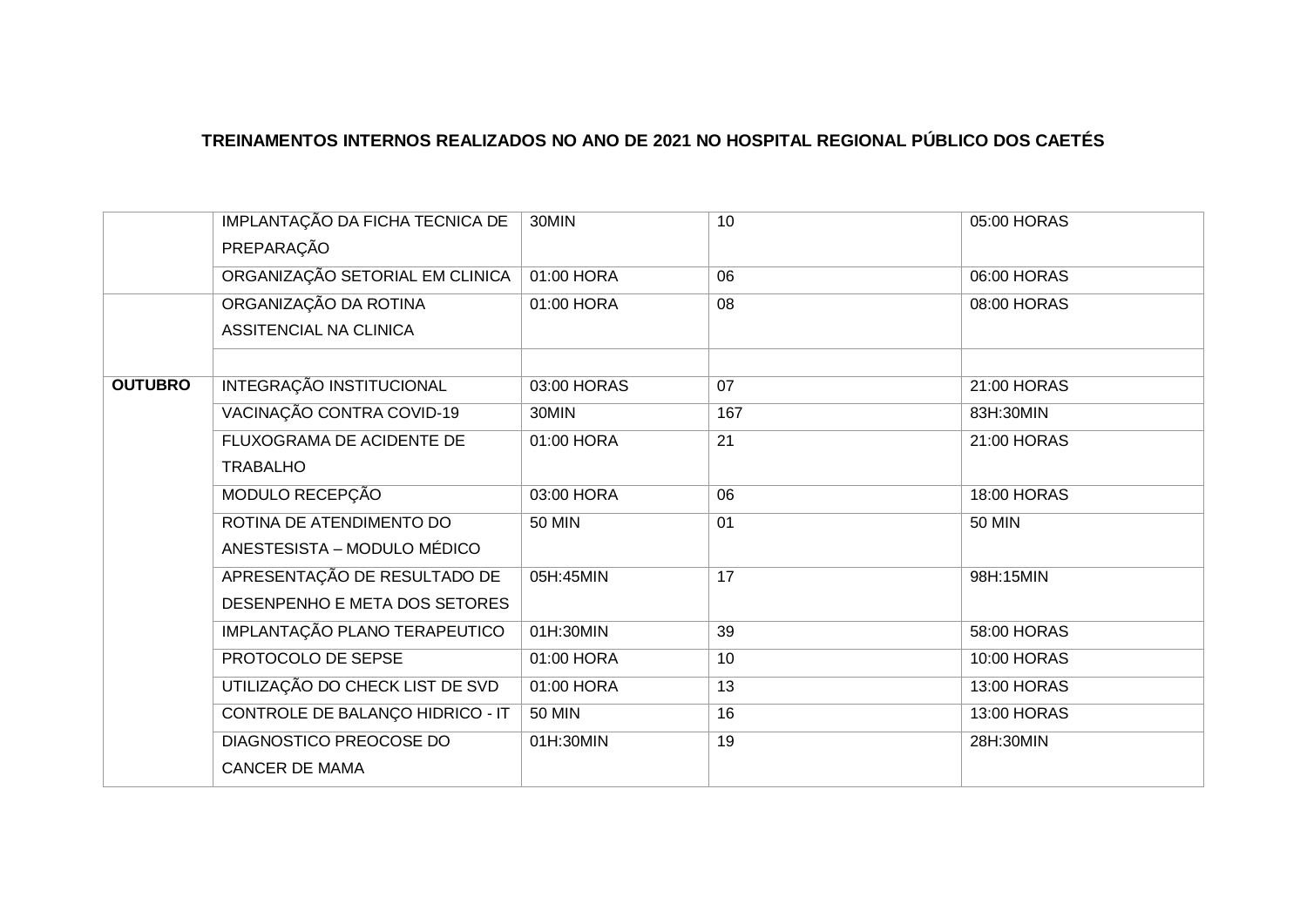**TREINAMENTOS INTERNOS REALIZADOS NO ANO DE 2021 NO HOSPITAL REGIONAL PÚBLICO DOS CAETÉS**

| | | | | |
|---|---|---|---|---|
| | IMPLANTAÇÃO DA FICHA TECNICA DE PREPARAÇÃO | 30MIN | 10 | 05:00 HORAS |
| | ORGANIZAÇÃO SETORIAL EM CLINICA | 01:00 HORA | 06 | 06:00 HORAS |
| | ORGANIZAÇÃO DA ROTINA ASSITENCIAL NA CLINICA | 01:00 HORA | 08 | 08:00 HORAS |
| | | | | |
| **OUTUBRO** | INTEGRAÇÃO INSTITUCIONAL | 03:00 HORAS | 07 | 21:00 HORAS |
| | VACINAÇÃO CONTRA COVID-19 | 30MIN | 167 | 83H:30MIN |
| | FLUXOGRAMA DE ACIDENTE DE TRABALHO | 01:00 HORA | 21 | 21:00 HORAS |
| | MODULO RECEPÇÃO | 03:00 HORA | 06 | 18:00 HORAS |
| | ROTINA DE ATENDIMENTO DO ANESTESISTA – MODULO MÉDICO | 50 MIN | 01 | 50 MIN |
| | APRESENTAÇÃO DE RESULTADO DE DESENPENHO E META DOS SETORES | 05H:45MIN | 17 | 98H:15MIN |
| | IMPLANTAÇÃO PLANO TERAPEUTICO | 01H:30MIN | 39 | 58:00 HORAS |
| | PROTOCOLO DE SEPSE | 01:00 HORA | 10 | 10:00 HORAS |
| | UTILIZAÇÃO DO CHECK LIST DE SVD | 01:00 HORA | 13 | 13:00 HORAS |
| | CONTROLE DE BALANÇO HIDRICO - IT | 50 MIN | 16 | 13:00 HORAS |
| | DIAGNOSTICO PREOCOSE DO CANCER DE MAMA | 01H:30MIN | 19 | 28H:30MIN |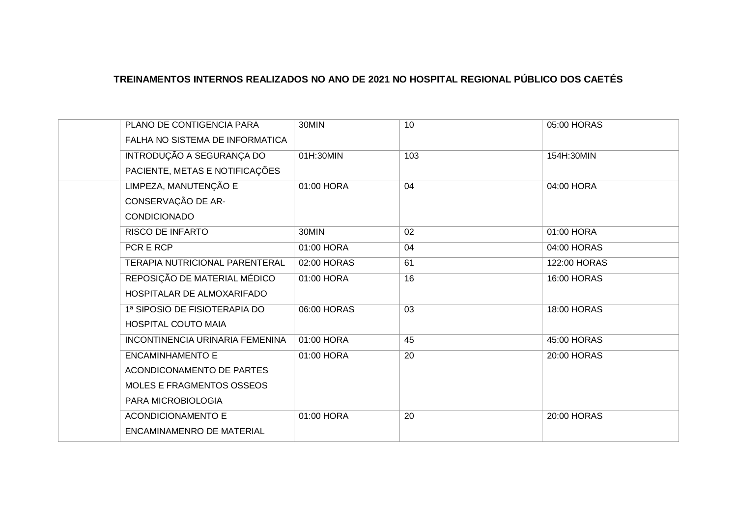**TREINAMENTOS INTERNOS REALIZADOS NO ANO DE 2021 NO HOSPITAL REGIONAL PÚBLICO DOS CAETÉS**

| | | | | |
|---|---|---|---|---|
| | PLANO DE CONTIGENCIA PARA FALHA NO SISTEMA DE INFORMATICA | 30MIN | 10 | 05:00 HORAS |
| | INTRODUÇÃO A SEGURANÇA DO PACIENTE, METAS E NOTIFICAÇÕES | 01H:30MIN | 103 | 154H:30MIN |
| | LIMPEZA, MANUTENÇÃO E CONSERVAÇÃO DE AR-CONDICIONADO | 01:00 HORA | 04 | 04:00 HORA |
| | RISCO DE INFARTO | 30MIN | 02 | 01:00 HORA |
| | PCR E RCP | 01:00 HORA | 04 | 04:00 HORAS |
| | TERAPIA NUTRICIONAL PARENTERAL | 02:00 HORAS | 61 | 122:00 HORAS |
| | REPOSIÇÃO DE MATERIAL MÉDICO HOSPITALAR DE ALMOXARIFADO | 01:00 HORA | 16 | 16:00 HORAS |
| | 1ª SIPOSIO DE FISIOTERAPIA DO HOSPITAL COUTO MAIA | 06:00 HORAS | 03 | 18:00 HORAS |
| | INCONTINENCIA URINARIA FEMENINA | 01:00 HORA | 45 | 45:00 HORAS |
| | ENCAMINHAMENTO E ACONDICONAMENTO DE PARTES MOLES E FRAGMENTOS OSSEOS PARA MICROBIOLOGIA | 01:00 HORA | 20 | 20:00 HORAS |
| | ACONDICIONAMENTO E ENCAMINAMENRO DE MATERIAL | 01:00 HORA | 20 | 20:00 HORAS |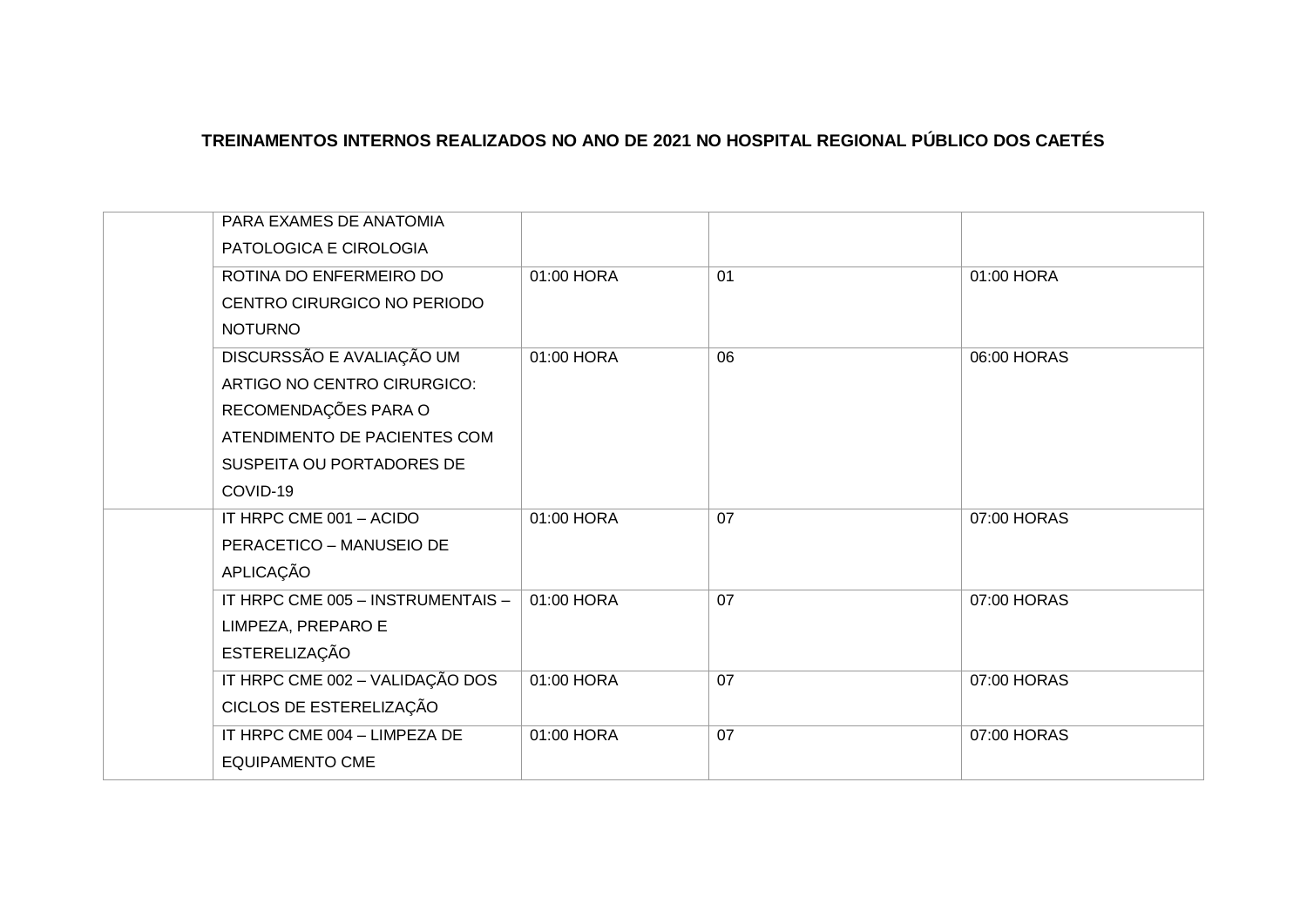**TREINAMENTOS INTERNOS REALIZADOS NO ANO DE 2021 NO HOSPITAL REGIONAL PÚBLICO DOS CAETÉS**

| | | | | |
|---|---|---|---|---|
| | PARA EXAMES DE ANATOMIA PATOLOGICA E CIROLOGIA | | | |
| | ROTINA DO ENFERMEIRO DO CENTRO CIRURGICO NO PERIODO NOTURNO | 01:00 HORA | 01 | 01:00 HORA |
| | DISCURSSÃO E AVALIAÇÃO UM ARTIGO NO CENTRO CIRURGICO: RECOMENDAÇÕES PARA O ATENDIMENTO DE PACIENTES COM SUSPEITA OU PORTADORES DE COVID-19 | 01:00 HORA | 06 | 06:00 HORAS |
| | IT HRPC CME 001 – ACIDO PERACETICO – MANUSEIO DE APLICAÇÃO | 01:00 HORA | 07 | 07:00 HORAS |
| | IT HRPC CME 005 – INSTRUMENTAIS – LIMPEZA, PREPARO E ESTERELIZAÇÃO | 01:00 HORA | 07 | 07:00 HORAS |
| | IT HRPC CME 002 – VALIDAÇÃO DOS CICLOS DE ESTERELIZAÇÃO | 01:00 HORA | 07 | 07:00 HORAS |
| | IT HRPC CME 004 – LIMPEZA DE EQUIPAMENTO CME | 01:00 HORA | 07 | 07:00 HORAS |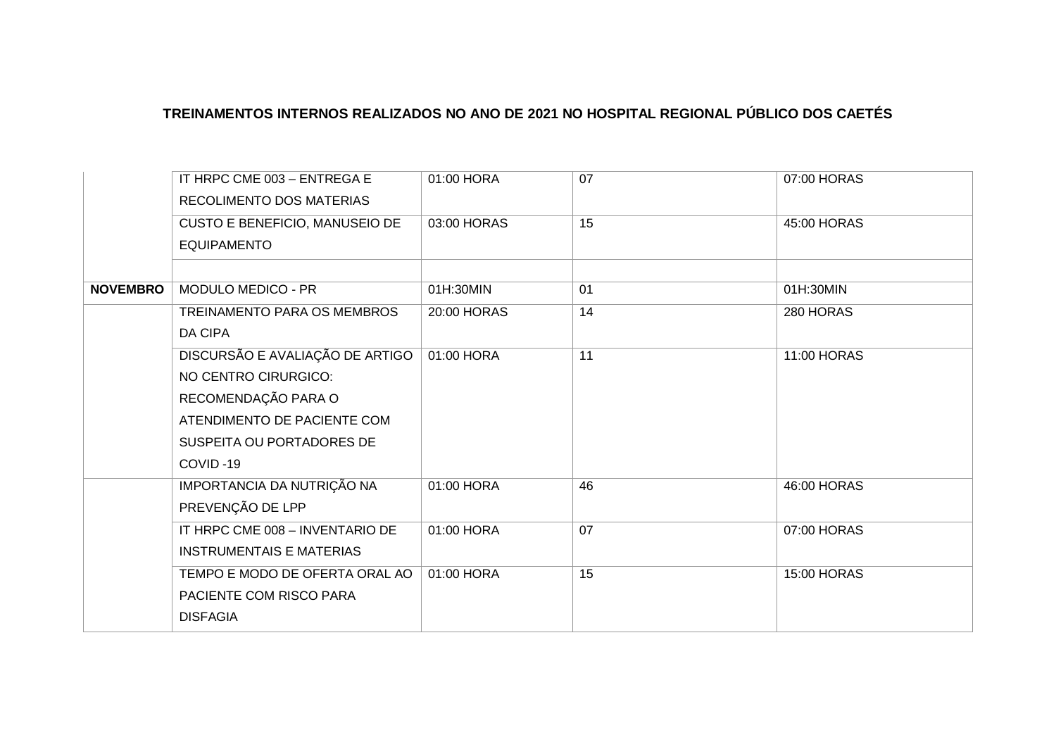**TREINAMENTOS INTERNOS REALIZADOS NO ANO DE 2021 NO HOSPITAL REGIONAL PÚBLICO DOS CAETÉS**

| | | | | |
|---|---|---|---|---|
| | IT HRPC CME 003 – ENTREGA E RECOLIMENTO DOS MATERIAS | 01:00 HORA | 07 | 07:00 HORAS |
| | CUSTO E BENEFICIO, MANUSEIO DE EQUIPAMENTO | 03:00 HORAS | 15 | 45:00 HORAS |
| | | | | |
| **NOVEMBRO** | MODULO MEDICO - PR | 01H:30MIN | 01 | 01H:30MIN |
| | TREINAMENTO PARA OS MEMBROS DA CIPA | 20:00 HORAS | 14 | 280 HORAS |
| | DISCURSÃO E AVALIAÇÃO DE ARTIGO NO CENTRO CIRURGICO: RECOMENDAÇÃO PARA O ATENDIMENTO DE PACIENTE COM SUSPEITA OU PORTADORES DE COVID -19 | 01:00 HORA | 11 | 11:00 HORAS |
| | IMPORTANCIA DA NUTRIÇÃO NA PREVENÇÃO DE LPP | 01:00 HORA | 46 | 46:00 HORAS |
| | IT HRPC CME 008 – INVENTARIO DE INSTRUMENTAIS E MATERIAS | 01:00 HORA | 07 | 07:00 HORAS |
| | TEMPO E MODO DE OFERTA ORAL AO PACIENTE COM RISCO PARA DISFAGIA | 01:00 HORA | 15 | 15:00 HORAS |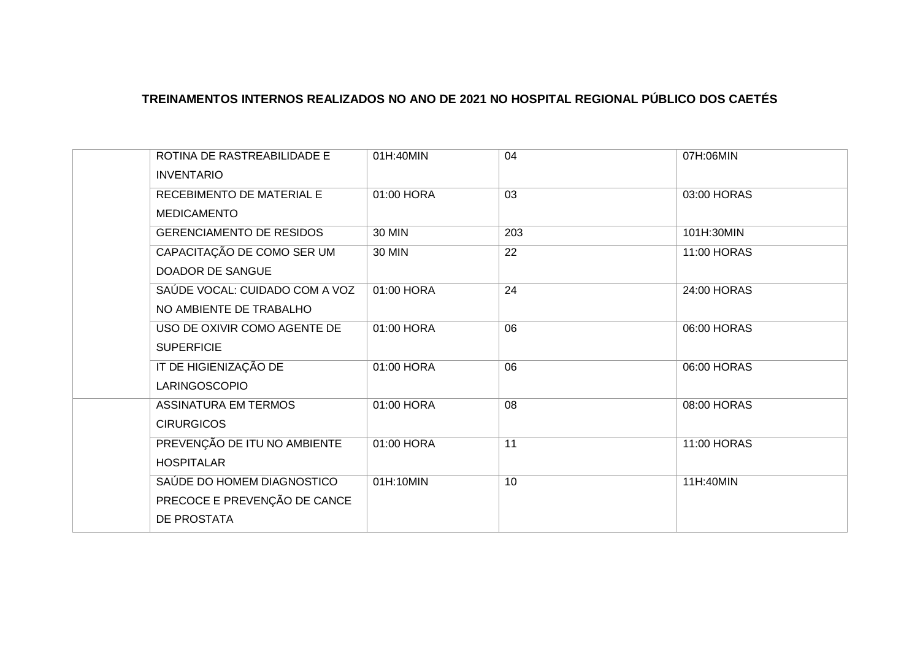**TREINAMENTOS INTERNOS REALIZADOS NO ANO DE 2021 NO HOSPITAL REGIONAL PÚBLICO DOS CAETÉS**

| | | | | |
|---|---|---|---|---|
| | ROTINA DE RASTREABILIDADE E INVENTARIO | 01H:40MIN | 04 | 07H:06MIN |
| | RECEBIMENTO DE MATERIAL E MEDICAMENTO | 01:00 HORA | 03 | 03:00 HORAS |
| | GERENCIAMENTO DE RESIDOS | 30 MIN | 203 | 101H:30MIN |
| | CAPACITAÇÃO DE COMO SER UM DOADOR DE SANGUE | 30 MIN | 22 | 11:00 HORAS |
| | SAÚDE VOCAL: CUIDADO COM A VOZ NO AMBIENTE DE TRABALHO | 01:00 HORA | 24 | 24:00 HORAS |
| | USO DE OXIVIR COMO AGENTE DE SUPERFICIE | 01:00 HORA | 06 | 06:00 HORAS |
| | IT DE HIGIENIZAÇÃO DE LARINGOSCOPIO | 01:00 HORA | 06 | 06:00 HORAS |
| | ASSINATURA EM TERMOS CIRURGICOS | 01:00 HORA | 08 | 08:00 HORAS |
| | PREVENÇÃO DE ITU NO AMBIENTE HOSPITALAR | 01:00 HORA | 11 | 11:00 HORAS |
| | SAÚDE DO HOMEM DIAGNOSTICO PRECOCE E PREVENÇÃO DE CANCE DE PROSTATA | 01H:10MIN | 10 | 11H:40MIN |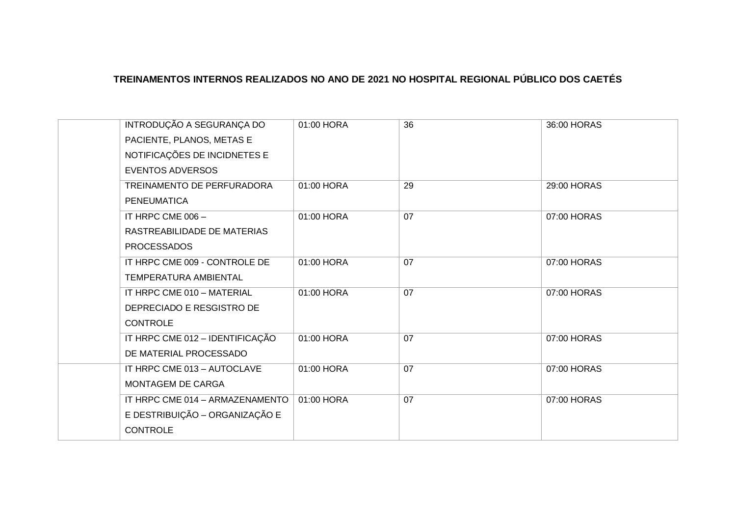**TREINAMENTOS INTERNOS REALIZADOS NO ANO DE 2021 NO HOSPITAL REGIONAL PÚBLICO DOS CAETÉS**

| | | | | |
|---|---|---|---|---|
| | INTRODUÇÃO A SEGURANÇA DO PACIENTE, PLANOS, METAS E NOTIFICAÇÕES DE INCIDNETES E EVENTOS ADVERSOS | 01:00 HORA | 36 | 36:00 HORAS |
| | TREINAMENTO DE PERFURADORA PENEUMATICA | 01:00 HORA | 29 | 29:00 HORAS |
| | IT HRPC CME 006 – RASTREABILIDADE DE MATERIAS PROCESSADOS | 01:00 HORA | 07 | 07:00 HORAS |
| | IT HRPC CME 009 - CONTROLE DE TEMPERATURA AMBIENTAL | 01:00 HORA | 07 | 07:00 HORAS |
| | IT HRPC CME 010 – MATERIAL DEPRECIADO E RESGISTRO DE CONTROLE | 01:00 HORA | 07 | 07:00 HORAS |
| | IT HRPC CME 012 – IDENTIFICAÇÃO DE MATERIAL PROCESSADO | 01:00 HORA | 07 | 07:00 HORAS |
| | IT HRPC CME 013 – AUTOCLAVE MONTAGEM DE CARGA | 01:00 HORA | 07 | 07:00 HORAS |
| | IT HRPC CME 014 – ARMAZENAMENTO E DESTRIBUIÇÃO – ORGANIZAÇÃO E CONTROLE | 01:00 HORA | 07 | 07:00 HORAS |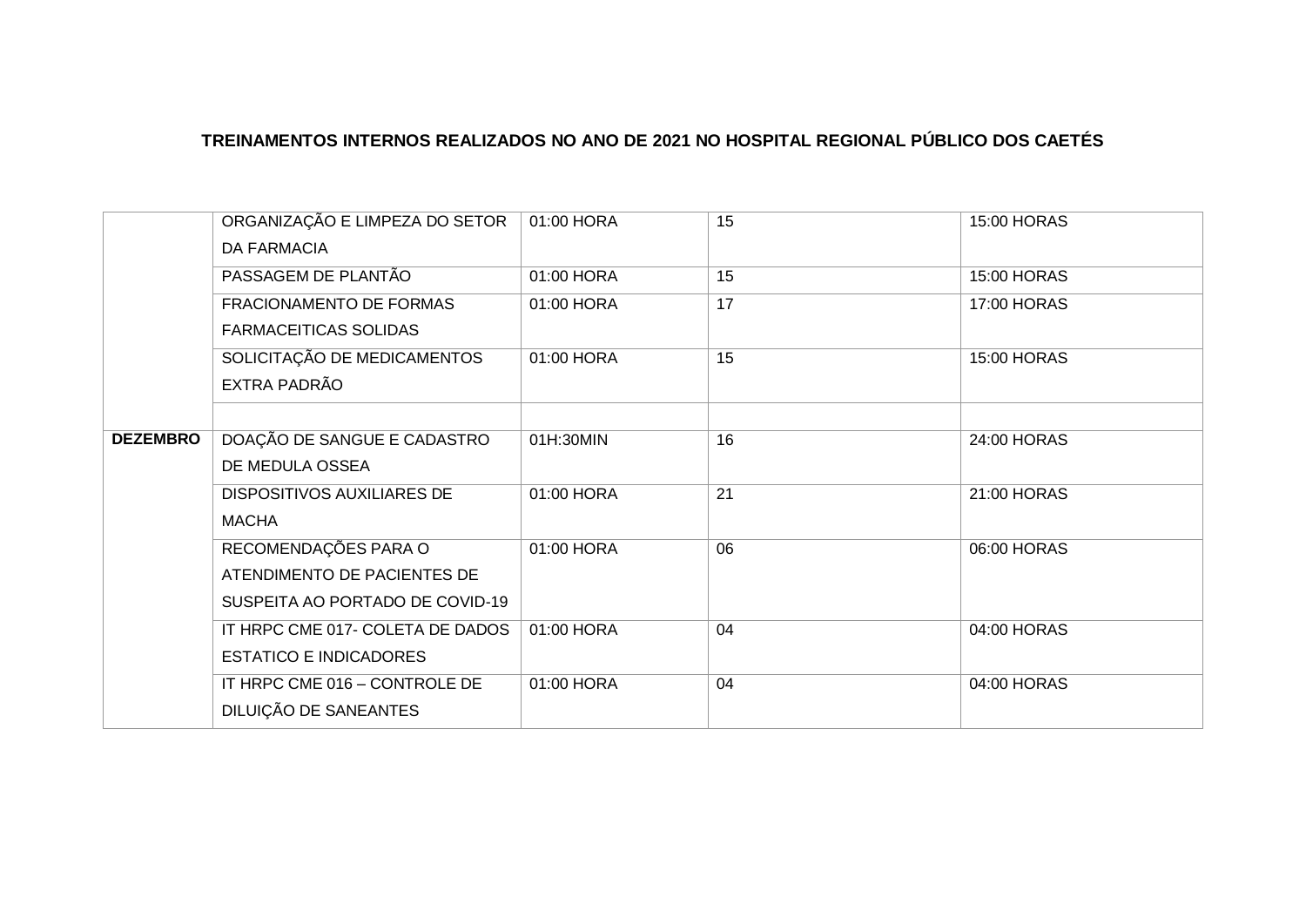**TREINAMENTOS INTERNOS REALIZADOS NO ANO DE 2021 NO HOSPITAL REGIONAL PÚBLICO DOS CAETÉS**

| | | | | |
|---|---|---|---|---|
| | ORGANIZAÇÃO E LIMPEZA DO SETOR DA FARMACIA | 01:00 HORA | 15 | 15:00 HORAS |
| | PASSAGEM DE PLANTÃO | 01:00 HORA | 15 | 15:00 HORAS |
| | FRACIONAMENTO DE FORMAS FARMACEITICAS SOLIDAS | 01:00 HORA | 17 | 17:00 HORAS |
| | SOLICITAÇÃO DE MEDICAMENTOS EXTRA PADRÃO | 01:00 HORA | 15 | 15:00 HORAS |
| | | | | |
| **DEZEMBRO** | DOAÇÃO DE SANGUE E CADASTRO DE MEDULA OSSEA | 01H:30MIN | 16 | 24:00 HORAS |
| | DISPOSITIVOS AUXILIARES DE MACHA | 01:00 HORA | 21 | 21:00 HORAS |
| | RECOMENDAÇÕES PARA O ATENDIMENTO DE PACIENTES DE SUSPEITA AO PORTADO DE COVID-19 | 01:00 HORA | 06 | 06:00 HORAS |
| | IT HRPC CME 017- COLETA DE DADOS ESTATICO E INDICADORES | 01:00 HORA | 04 | 04:00 HORAS |
| | IT HRPC CME 016 – CONTROLE DE DILUIÇÃO DE SANEANTES | 01:00 HORA | 04 | 04:00 HORAS |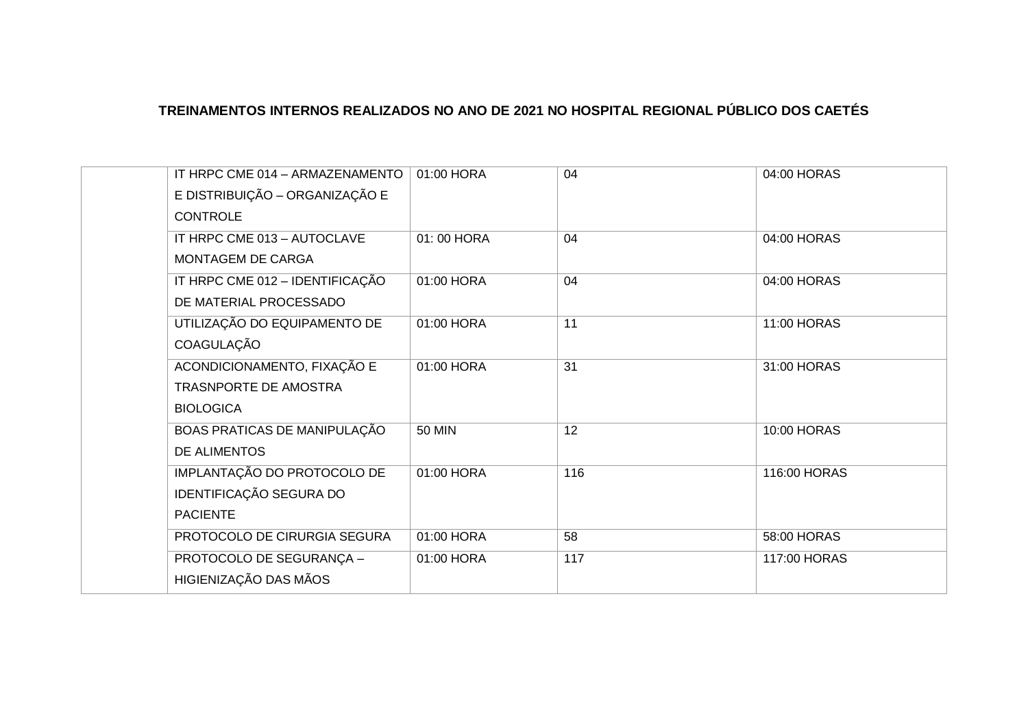**TREINAMENTOS INTERNOS REALIZADOS NO ANO DE 2021 NO HOSPITAL REGIONAL PÚBLICO DOS CAETÉS**

| | | | | |
|---|---|---|---|---|
| | IT HRPC CME 014 – ARMAZENAMENTO E DISTRIBUIÇÃO – ORGANIZAÇÃO E CONTROLE | 01:00 HORA | 04 | 04:00 HORAS |
| | IT HRPC CME 013 – AUTOCLAVE MONTAGEM DE CARGA | 01: 00 HORA | 04 | 04:00 HORAS |
| | IT HRPC CME 012 – IDENTIFICAÇÃO DE MATERIAL PROCESSADO | 01:00 HORA | 04 | 04:00 HORAS |
| | UTILIZAÇÃO DO EQUIPAMENTO DE COAGULAÇÃO | 01:00 HORA | 11 | 11:00 HORAS |
| | ACONDICIONAMENTO, FIXAÇÃO E TRASNPORTE DE AMOSTRA BIOLOGICA | 01:00 HORA | 31 | 31:00 HORAS |
| | BOAS PRATICAS DE MANIPULAÇÃO DE ALIMENTOS | 50 MIN | 12 | 10:00 HORAS |
| | IMPLANTAÇÃO DO PROTOCOLO DE IDENTIFICAÇÃO SEGURA DO PACIENTE | 01:00 HORA | 116 | 116:00 HORAS |
| | PROTOCOLO DE CIRURGIA SEGURA | 01:00 HORA | 58 | 58:00 HORAS |
| | PROTOCOLO DE SEGURANÇA – HIGIENIZAÇÃO DAS MÃOS | 01:00 HORA | 117 | 117:00 HORAS |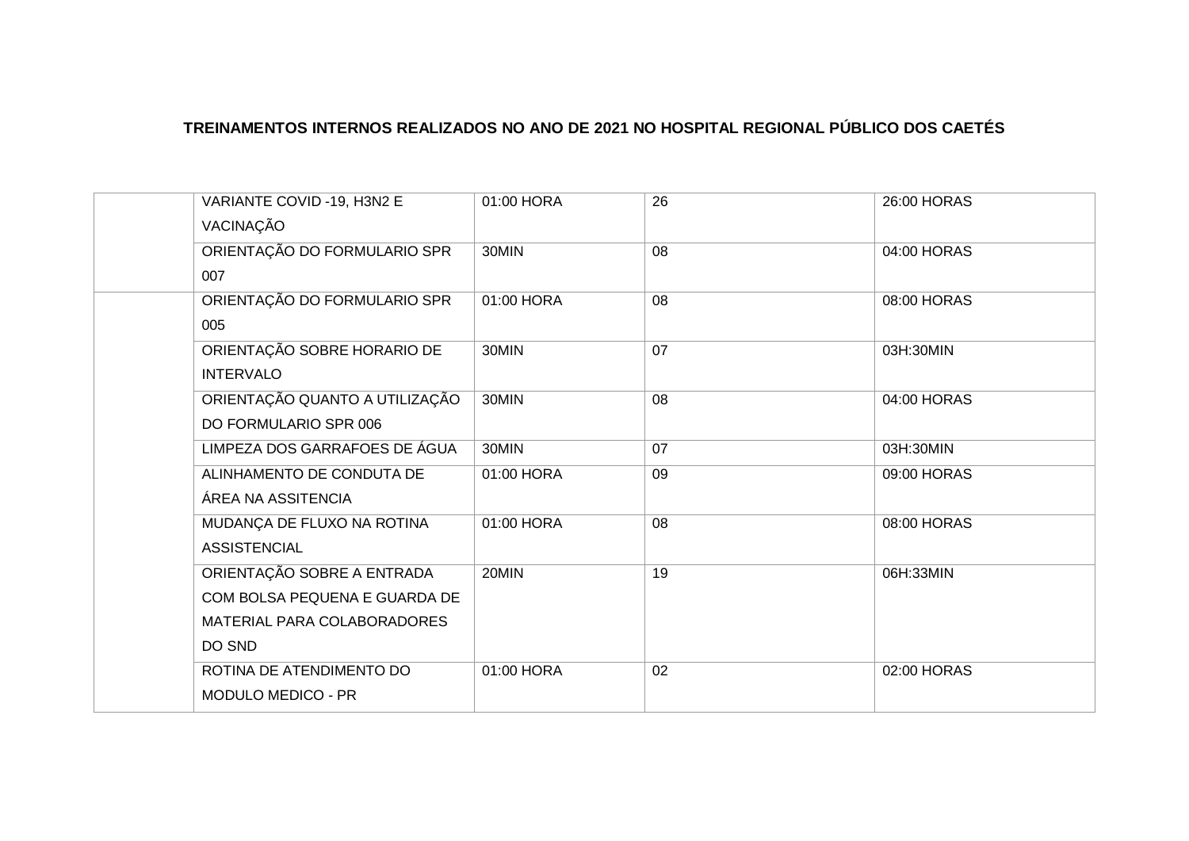**TREINAMENTOS INTERNOS REALIZADOS NO ANO DE 2021 NO HOSPITAL REGIONAL PÚBLICO DOS CAETÉS**

| | | | | |
|---|---|---|---|---|
| | VARIANTE COVID -19, H3N2 E VACINAÇÃO | 01:00 HORA | 26 | 26:00 HORAS |
| | ORIENTAÇÃO DO FORMULARIO SPR 007 | 30MIN | 08 | 04:00 HORAS |
| | ORIENTAÇÃO DO FORMULARIO SPR 005 | 01:00 HORA | 08 | 08:00 HORAS |
| | ORIENTAÇÃO SOBRE HORARIO DE INTERVALO | 30MIN | 07 | 03H:30MIN |
| | ORIENTAÇÃO QUANTO A UTILIZAÇÃO DO FORMULARIO SPR 006 | 30MIN | 08 | 04:00 HORAS |
| | LIMPEZA DOS GARRAFOES DE ÁGUA | 30MIN | 07 | 03H:30MIN |
| | ALINHAMENTO DE CONDUTA DE ÁREA NA ASSITENCIA | 01:00 HORA | 09 | 09:00 HORAS |
| | MUDANÇA DE FLUXO NA ROTINA ASSISTENCIAL | 01:00 HORA | 08 | 08:00 HORAS |
| | ORIENTAÇÃO SOBRE A ENTRADA COM BOLSA PEQUENA E GUARDA DE MATERIAL PARA COLABORADORES DO SND | 20MIN | 19 | 06H:33MIN |
| | ROTINA DE ATENDIMENTO DO MODULO MEDICO - PR | 01:00 HORA | 02 | 02:00 HORAS |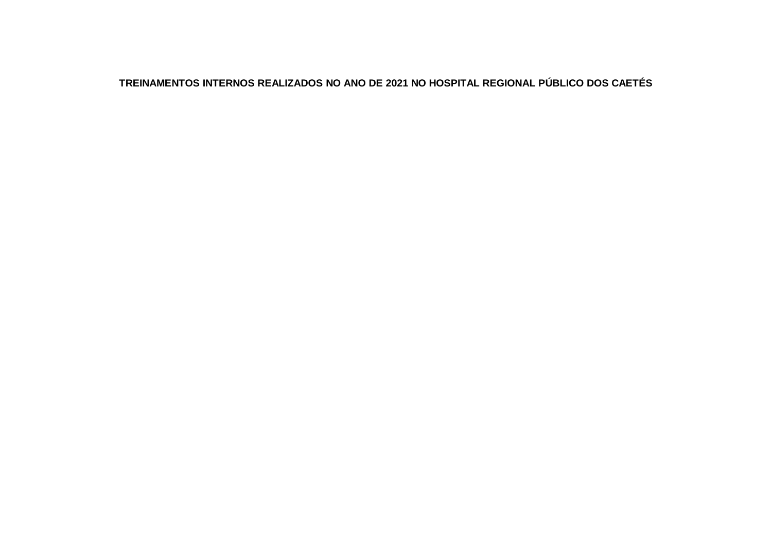**TREINAMENTOS INTERNOS REALIZADOS NO ANO DE 2021 NO HOSPITAL REGIONAL PÚBLICO DOS CAETÉS**